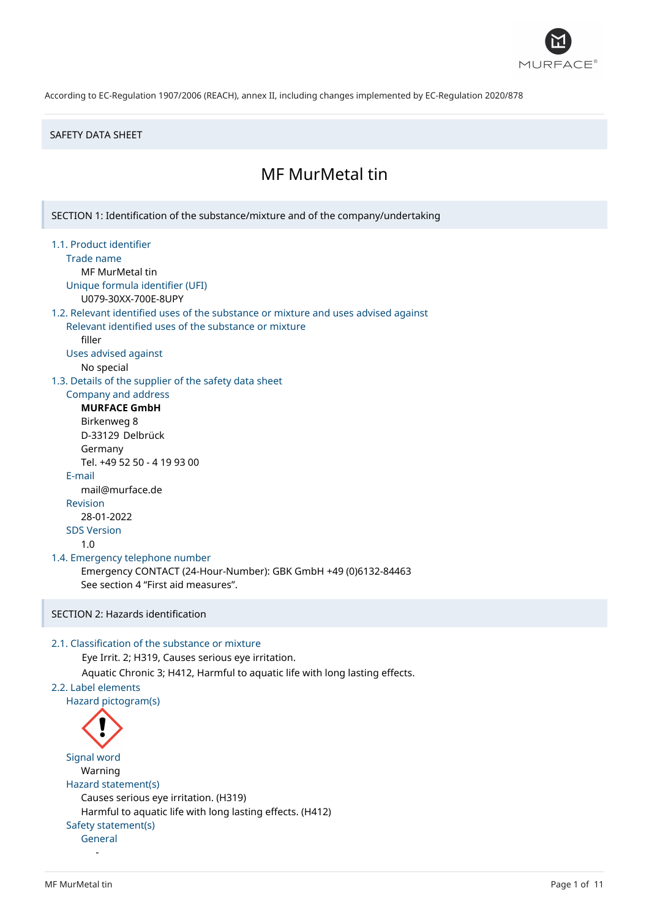According to EC-Regulation 1907/2006 (REACH), annex II, including changes implemented by EC-Regulation 2020/878

SAFETY DATA SHEET

# MF MurMetal tin

## SECTION 1: Identification of the substance/mixture and of the company/undertaking

### 1.1. Product identifier

Trade name

MF MurMetal tin

Unique formula identifier (UFI)

U079-30XX-700E-8UPY

### 1.2. Relevant identified uses of the substance or mixture and uses advised against

Relevant identified uses of the substance or mixture

filler

Uses advised against

No special

### 1.3. Details of the supplier of the safety data sheet

Company and address

**MURFACE GmbH**
Birkenweg 8
D-33129 Delbrück
Germany
Tel. +49 52 50 - 4 19 93 00

E-mail

mail@murface.de

Revision

28-01-2022

SDS Version

1.0

### 1.4. Emergency telephone number

Emergency CONTACT (24-Hour-Number): GBK GmbH +49 (0)6132-84463
See section 4 “First aid measures”.

## SECTION 2: Hazards identification

### 2.1. Classification of the substance or mixture

Eye Irrit. 2; H319, Causes serious eye irritation.
Aquatic Chronic 3; H412, Harmful to aquatic life with long lasting effects.

### 2.2. Label elements

Hazard pictogram(s)

Signal word

Warning

Hazard statement(s)

Causes serious eye irritation. (H319)
Harmful to aquatic life with long lasting effects. (H412)

Safety statement(s)

General

-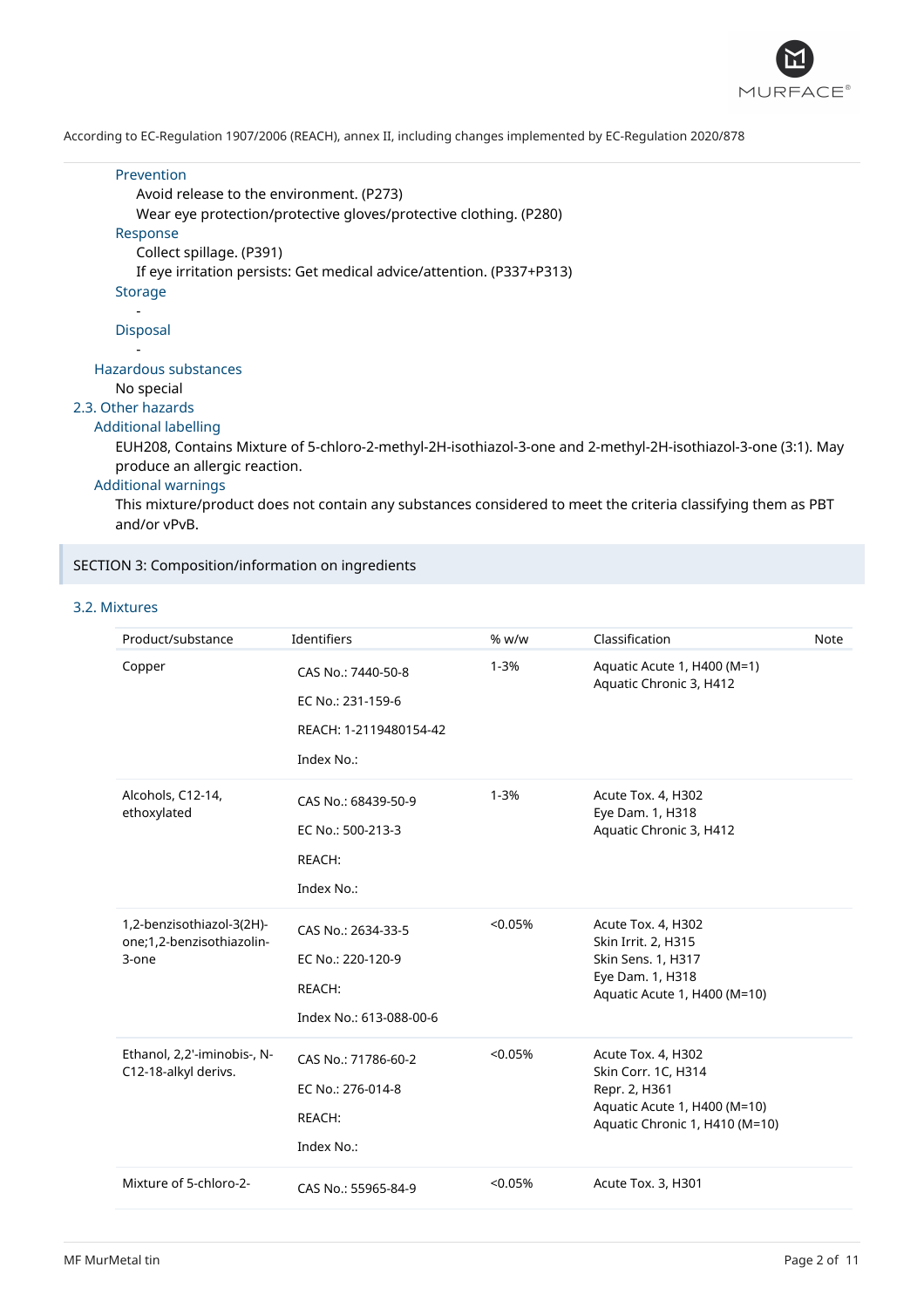According to EC-Regulation 1907/2006 (REACH), annex II, including changes implemented by EC-Regulation 2020/878

#### Prevention

Avoid release to the environment. (P273)

Wear eye protection/protective gloves/protective clothing. (P280)

#### Response

Collect spillage. (P391)

If eye irritation persists: Get medical advice/attention. (P337+P313)

#### Storage

-

#### Disposal

-

### Hazardous substances

No special

## 2.3. Other hazards

### Additional labelling

EUH208, Contains Mixture of 5-chloro-2-methyl-2H-isothiazol-3-one and 2-methyl-2H-isothiazol-3-one (3:1). May produce an allergic reaction.

### Additional warnings

This mixture/product does not contain any substances considered to meet the criteria classifying them as PBT and/or vPvB.

# SECTION 3: Composition/information on ingredients

## 3.2. Mixtures

| Product/substance | Identifiers | % w/w | Classification | Note |
|---|---|---|---|---|
| Copper | CAS No.: 7440-50-8<br>EC No.: 231-159-6<br>REACH: 1-2119480154-42<br>Index No.: | 1-3% | Aquatic Acute 1, H400 (M=1)<br>Aquatic Chronic 3, H412 | |
| Alcohols, C12-14, ethoxylated | CAS No.: 68439-50-9<br>EC No.: 500-213-3<br>REACH:<br>Index No.: | 1-3% | Acute Tox. 4, H302<br>Eye Dam. 1, H318<br>Aquatic Chronic 3, H412 | |
| 1,2-benzisothiazol-3(2H)-one;1,2-benzisothiazolin-3-one | CAS No.: 2634-33-5<br>EC No.: 220-120-9<br>REACH:<br>Index No.: 613-088-00-6 | <0.05% | Acute Tox. 4, H302<br>Skin Irrit. 2, H315<br>Skin Sens. 1, H317<br>Eye Dam. 1, H318<br>Aquatic Acute 1, H400 (M=10) | |
| Ethanol, 2,2'-iminobis-, N-C12-18-alkyl derivs. | CAS No.: 71786-60-2<br>EC No.: 276-014-8<br>REACH:<br>Index No.: | <0.05% | Acute Tox. 4, H302<br>Skin Corr. 1C, H314<br>Repr. 2, H361<br>Aquatic Acute 1, H400 (M=10)<br>Aquatic Chronic 1, H410 (M=10) | |
| Mixture of 5-chloro-2- | CAS No.: 55965-84-9 | <0.05% | Acute Tox. 3, H301 | |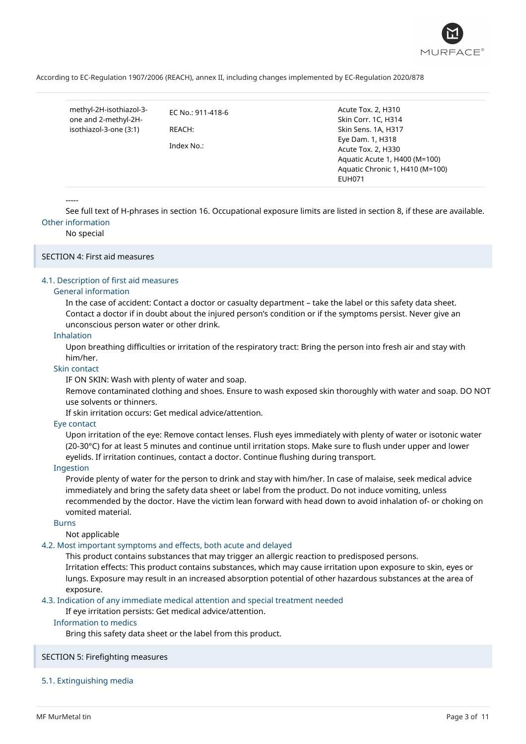| methyl-2H-isothiazol-3-one and 2-methyl-2H-isothiazol-3-one (3:1) | EC No.: 911-418-6<br><br>REACH:<br><br>Index No.: | Acute Tox. 2, H310<br>Skin Corr. 1C, H314<br>Skin Sens. 1A, H317<br>Eye Dam. 1, H318<br>Acute Tox. 2, H330<br>Aquatic Acute 1, H400 (M=100)<br>Aquatic Chronic 1, H410 (M=100)<br>EUH071 |
|---|---|---|

-----

See full text of H-phrases in section 16. Occupational exposure limits are listed in section 8, if these are available.

### Other information

No special

## SECTION 4: First aid measures

### 4.1. Description of first aid measures

#### General information

In the case of accident: Contact a doctor or casualty department – take the label or this safety data sheet. Contact a doctor if in doubt about the injured person's condition or if the symptoms persist. Never give an unconscious person water or other drink.

#### Inhalation

Upon breathing difficulties or irritation of the respiratory tract: Bring the person into fresh air and stay with him/her.

#### Skin contact

IF ON SKIN: Wash with plenty of water and soap.
Remove contaminated clothing and shoes. Ensure to wash exposed skin thoroughly with water and soap. DO NOT use solvents or thinners.
If skin irritation occurs: Get medical advice/attention.

#### Eye contact

Upon irritation of the eye: Remove contact lenses. Flush eyes immediately with plenty of water or isotonic water (20-30°C) for at least 5 minutes and continue until irritation stops. Make sure to flush under upper and lower eyelids. If irritation continues, contact a doctor. Continue flushing during transport.

#### Ingestion

Provide plenty of water for the person to drink and stay with him/her. In case of malaise, seek medical advice immediately and bring the safety data sheet or label from the product. Do not induce vomiting, unless recommended by the doctor. Have the victim lean forward with head down to avoid inhalation of- or choking on vomited material.

#### Burns

Not applicable

### 4.2. Most important symptoms and effects, both acute and delayed

This product contains substances that may trigger an allergic reaction to predisposed persons.
Irritation effects: This product contains substances, which may cause irritation upon exposure to skin, eyes or lungs. Exposure may result in an increased absorption potential of other hazardous substances at the area of exposure.

### 4.3. Indication of any immediate medical attention and special treatment needed

If eye irritation persists: Get medical advice/attention.

#### Information to medics

Bring this safety data sheet or the label from this product.

## SECTION 5: Firefighting measures

### 5.1. Extinguishing media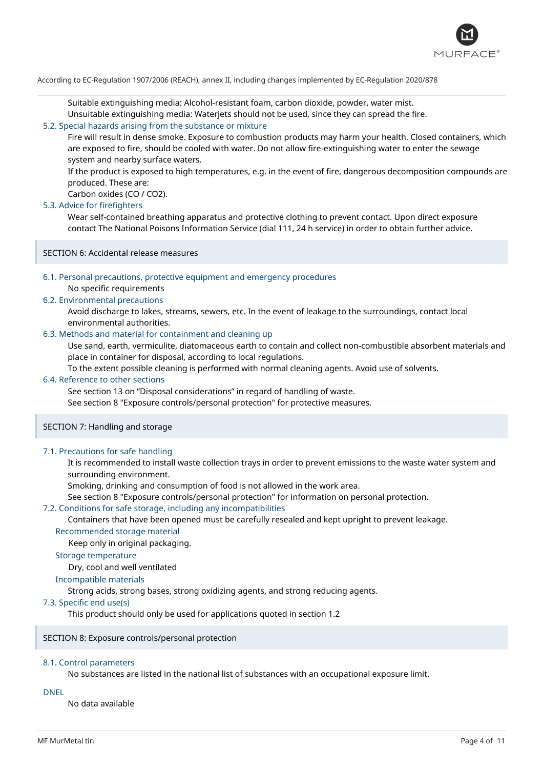Suitable extinguishing media: Alcohol-resistant foam, carbon dioxide, powder, water mist.
Unsuitable extinguishing media: Waterjets should not be used, since they can spread the fire.

### 5.2. Special hazards arising from the substance or mixture

Fire will result in dense smoke. Exposure to combustion products may harm your health. Closed containers, which are exposed to fire, should be cooled with water. Do not allow fire-extinguishing water to enter the sewage system and nearby surface waters.
If the product is exposed to high temperatures, e.g. in the event of fire, dangerous decomposition compounds are produced. These are:
Carbon oxides ($CO$ / $CO_2$).

### 5.3. Advice for firefighters

Wear self-contained breathing apparatus and protective clothing to prevent contact. Upon direct exposure contact The National Poisons Information Service (dial 111, 24 h service) in order to obtain further advice.

## SECTION 6: Accidental release measures

### 6.1. Personal precautions, protective equipment and emergency procedures

No specific requirements

### 6.2. Environmental precautions

Avoid discharge to lakes, streams, sewers, etc. In the event of leakage to the surroundings, contact local environmental authorities.

### 6.3. Methods and material for containment and cleaning up

Use sand, earth, vermiculite, diatomaceous earth to contain and collect non-combustible absorbent materials and place in container for disposal, according to local regulations.
To the extent possible cleaning is performed with normal cleaning agents. Avoid use of solvents.

### 6.4. Reference to other sections

See section 13 on "Disposal considerations" in regard of handling of waste.
See section 8 "Exposure controls/personal protection" for protective measures.

## SECTION 7: Handling and storage

### 7.1. Precautions for safe handling

It is recommended to install waste collection trays in order to prevent emissions to the waste water system and surrounding environment.
Smoking, drinking and consumption of food is not allowed in the work area.
See section 8 "Exposure controls/personal protection" for information on personal protection.

### 7.2. Conditions for safe storage, including any incompatibilities

Containers that have been opened must be carefully resealed and kept upright to prevent leakage.

#### Recommended storage material

Keep only in original packaging.

#### Storage temperature

Dry, cool and well ventilated

#### Incompatible materials

Strong acids, strong bases, strong oxidizing agents, and strong reducing agents.

### 7.3. Specific end use(s)

This product should only be used for applications quoted in section 1.2

## SECTION 8: Exposure controls/personal protection

### 8.1. Control parameters

No substances are listed in the national list of substances with an occupational exposure limit.

#### DNEL

No data available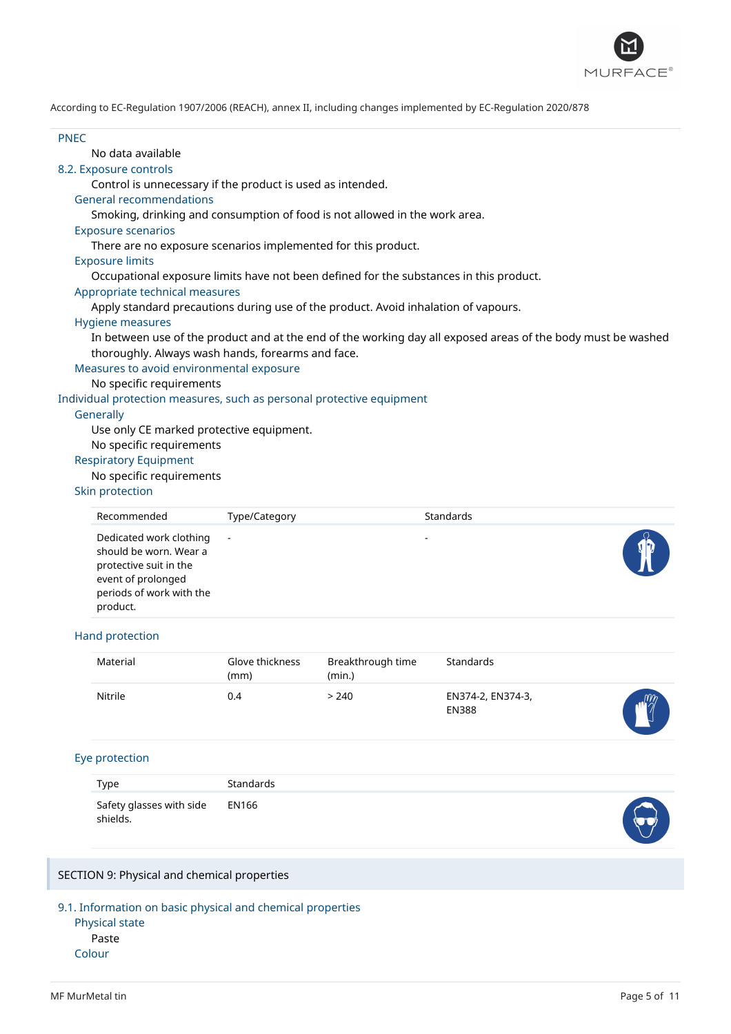According to EC-Regulation 1907/2006 (REACH), annex II, including changes implemented by EC-Regulation 2020/878

### PNEC

No data available

## 8.2. Exposure controls

Control is unnecessary if the product is used as intended.

### General recommendations

Smoking, drinking and consumption of food is not allowed in the work area.

### Exposure scenarios

There are no exposure scenarios implemented for this product.

### Exposure limits

Occupational exposure limits have not been defined for the substances in this product.

### Appropriate technical measures

Apply standard precautions during use of the product. Avoid inhalation of vapours.

### Hygiene measures

In between use of the product and at the end of the working day all exposed areas of the body must be washed thoroughly. Always wash hands, forearms and face.

### Measures to avoid environmental exposure

No specific requirements

## Individual protection measures, such as personal protective equipment

### Generally

Use only CE marked protective equipment.

No specific requirements

### Respiratory Equipment

No specific requirements

### Skin protection

| Recommended | Type/Category | Standards |
|---|---|---|
| Dedicated work clothing should be worn. Wear a protective suit in the event of prolonged periods of work with the product. | - | - |

### Hand protection

| Material | Glove thickness (mm) | Breakthrough time (min.) | Standards |
|---|---|---|---|
| Nitrile | 0.4 | > 240 | EN374-2, EN374-3, EN388 |

### Eye protection

| Type | Standards |
|---|---|
| Safety glasses with side shields. | EN166 |

# SECTION 9: Physical and chemical properties

## 9.1. Information on basic physical and chemical properties

### Physical state

Paste

### Colour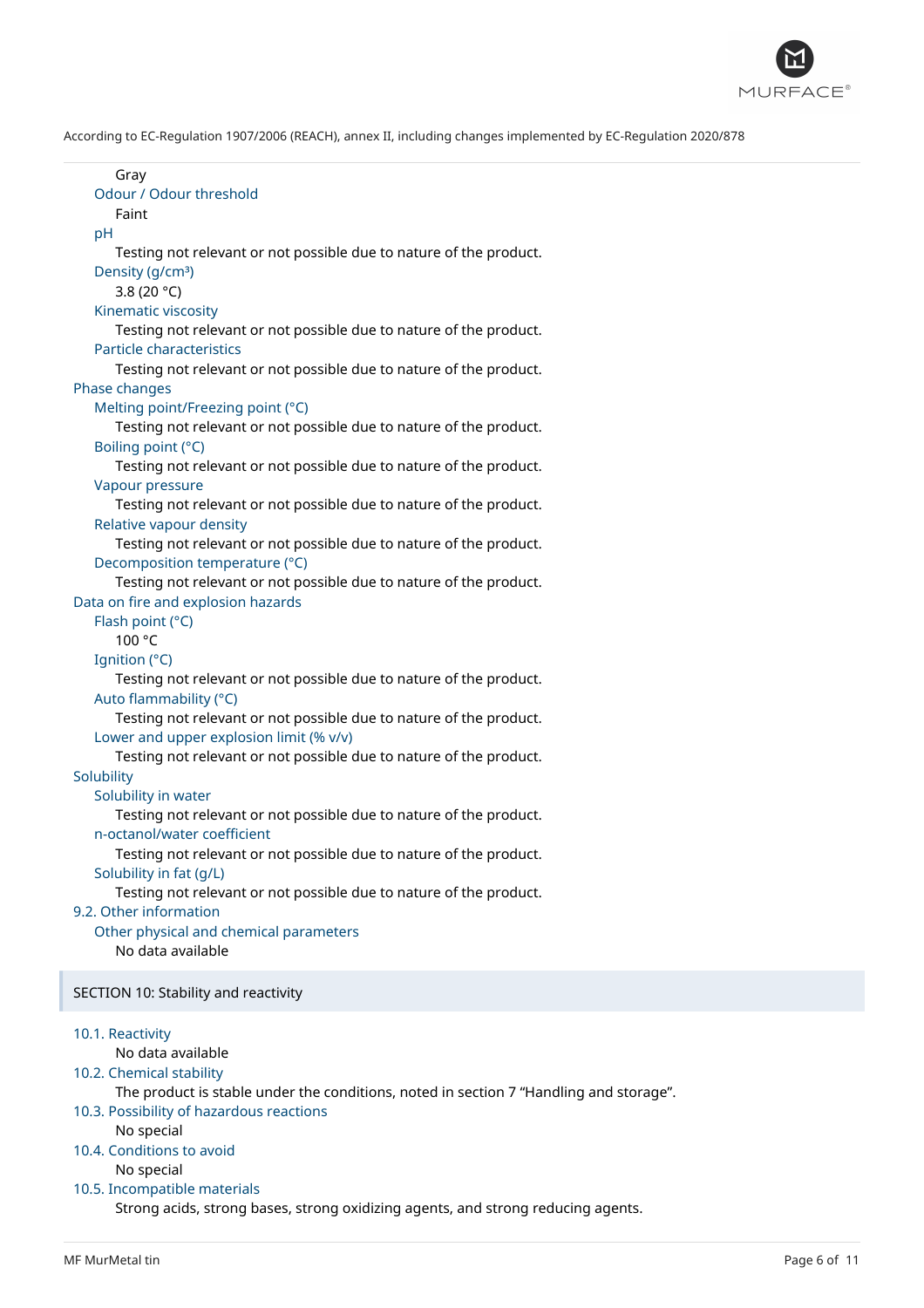Gray

Odour / Odour threshold

Faint

pH

Testing not relevant or not possible due to nature of the product.

Density (g/cm³)

3.8 (20 °C)

Kinematic viscosity

Testing not relevant or not possible due to nature of the product.

Particle characteristics

Testing not relevant or not possible due to nature of the product.

Phase changes

Melting point/Freezing point (°C)

Testing not relevant or not possible due to nature of the product.

Boiling point (°C)

Testing not relevant or not possible due to nature of the product.

Vapour pressure

Testing not relevant or not possible due to nature of the product.

Relative vapour density

Testing not relevant or not possible due to nature of the product.

Decomposition temperature (°C)

Testing not relevant or not possible due to nature of the product.

Data on fire and explosion hazards

Flash point (°C)

100 °C

Ignition (°C)

Testing not relevant or not possible due to nature of the product.

Auto flammability (°C)

Testing not relevant or not possible due to nature of the product.

Lower and upper explosion limit (% v/v)

Testing not relevant or not possible due to nature of the product.

Solubility

Solubility in water

Testing not relevant or not possible due to nature of the product.

n-octanol/water coefficient

Testing not relevant or not possible due to nature of the product.

Solubility in fat (g/L)

Testing not relevant or not possible due to nature of the product.

9.2. Other information

Other physical and chemical parameters

No data available

## SECTION 10: Stability and reactivity

10.1. Reactivity

No data available

10.2. Chemical stability

The product is stable under the conditions, noted in section 7 “Handling and storage”.

10.3. Possibility of hazardous reactions

No special

10.4. Conditions to avoid

No special

10.5. Incompatible materials

Strong acids, strong bases, strong oxidizing agents, and strong reducing agents.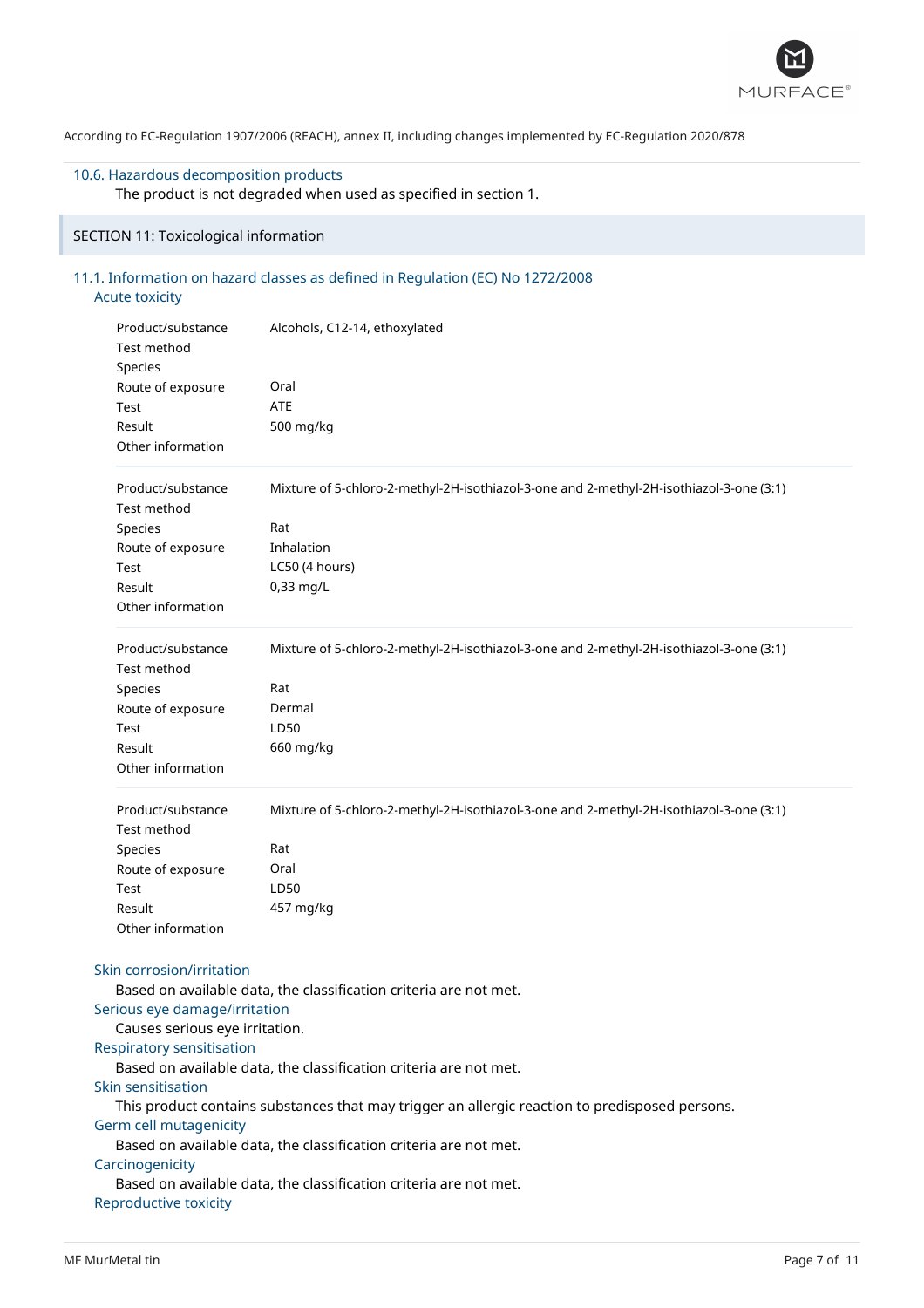According to EC-Regulation 1907/2006 (REACH), annex II, including changes implemented by EC-Regulation 2020/878

### 10.6. Hazardous decomposition products

The product is not degraded when used as specified in section 1.

## SECTION 11: Toxicological information

### 11.1. Information on hazard classes as defined in Regulation (EC) No 1272/2008

#### Acute toxicity

| | |
|---|---|
| Product/substance | Alcohols, C12-14, ethoxylated |
| Test method | |
| Species | |
| Route of exposure | Oral |
| Test | ATE |
| Result | 500 mg/kg |
| Other information | |

| | |
|---|---|
| Product/substance | Mixture of 5-chloro-2-methyl-2H-isothiazol-3-one and 2-methyl-2H-isothiazol-3-one (3:1) |
| Test method | |
| Species | Rat |
| Route of exposure | Inhalation |
| Test | LC50 (4 hours) |
| Result | 0,33 mg/L |
| Other information | |

| | |
|---|---|
| Product/substance | Mixture of 5-chloro-2-methyl-2H-isothiazol-3-one and 2-methyl-2H-isothiazol-3-one (3:1) |
| Test method | |
| Species | Rat |
| Route of exposure | Dermal |
| Test | LD50 |
| Result | 660 mg/kg |
| Other information | |

| | |
|---|---|
| Product/substance | Mixture of 5-chloro-2-methyl-2H-isothiazol-3-one and 2-methyl-2H-isothiazol-3-one (3:1) |
| Test method | |
| Species | Rat |
| Route of exposure | Oral |
| Test | LD50 |
| Result | 457 mg/kg |
| Other information | |

#### Skin corrosion/irritation

Based on available data, the classification criteria are not met.

#### Serious eye damage/irritation

Causes serious eye irritation.

#### Respiratory sensitisation

Based on available data, the classification criteria are not met.

#### Skin sensitisation

This product contains substances that may trigger an allergic reaction to predisposed persons.

#### Germ cell mutagenicity

Based on available data, the classification criteria are not met.

#### Carcinogenicity

Based on available data, the classification criteria are not met.

#### Reproductive toxicity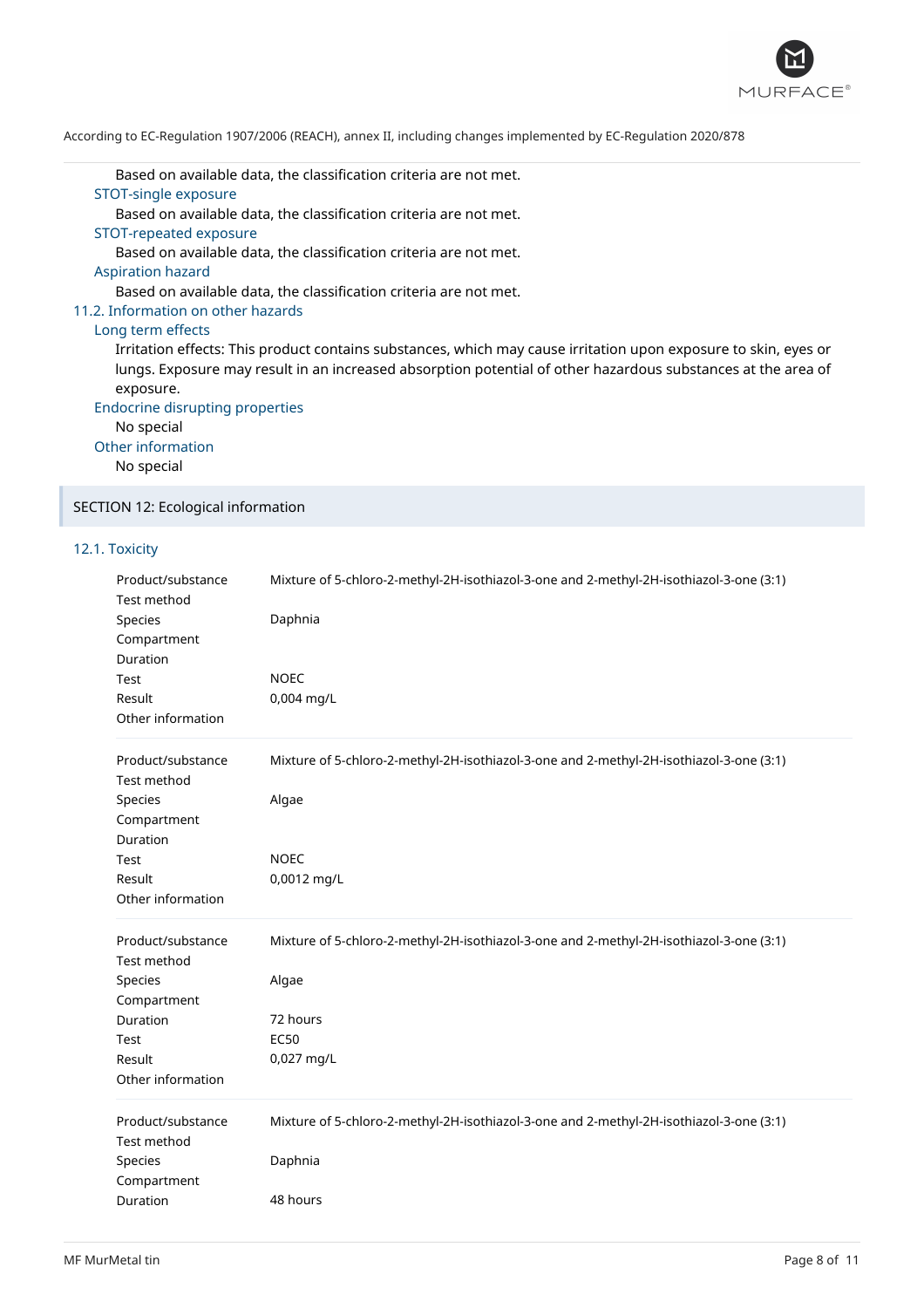Based on available data, the classification criteria are not met.

### STOT-single exposure

Based on available data, the classification criteria are not met.

### STOT-repeated exposure

Based on available data, the classification criteria are not met.

### Aspiration hazard

Based on available data, the classification criteria are not met.

## 11.2. Information on other hazards

### Long term effects

Irritation effects: This product contains substances, which may cause irritation upon exposure to skin, eyes or lungs. Exposure may result in an increased absorption potential of other hazardous substances at the area of exposure.

### Endocrine disrupting properties

No special

### Other information

No special

# SECTION 12: Ecological information

## 12.1. Toxicity

| | |
|---|---|
| Product/substance | Mixture of 5-chloro-2-methyl-2H-isothiazol-3-one and 2-methyl-2H-isothiazol-3-one (3:1) |
| Test method | |
| Species | Daphnia |
| Compartment | |
| Duration | |
| Test | NOEC |
| Result | 0,004 mg/L |
| Other information | |

| | |
|---|---|
| Product/substance | Mixture of 5-chloro-2-methyl-2H-isothiazol-3-one and 2-methyl-2H-isothiazol-3-one (3:1) |
| Test method | |
| Species | Algae |
| Compartment | |
| Duration | |
| Test | NOEC |
| Result | 0,0012 mg/L |
| Other information | |

| | |
|---|---|
| Product/substance | Mixture of 5-chloro-2-methyl-2H-isothiazol-3-one and 2-methyl-2H-isothiazol-3-one (3:1) |
| Test method | |
| Species | Algae |
| Compartment | |
| Duration | 72 hours |
| Test | EC50 |
| Result | 0,027 mg/L |
| Other information | |

| | |
|---|---|
| Product/substance | Mixture of 5-chloro-2-methyl-2H-isothiazol-3-one and 2-methyl-2H-isothiazol-3-one (3:1) |
| Test method | |
| Species | Daphnia |
| Compartment | |
| Duration | 48 hours |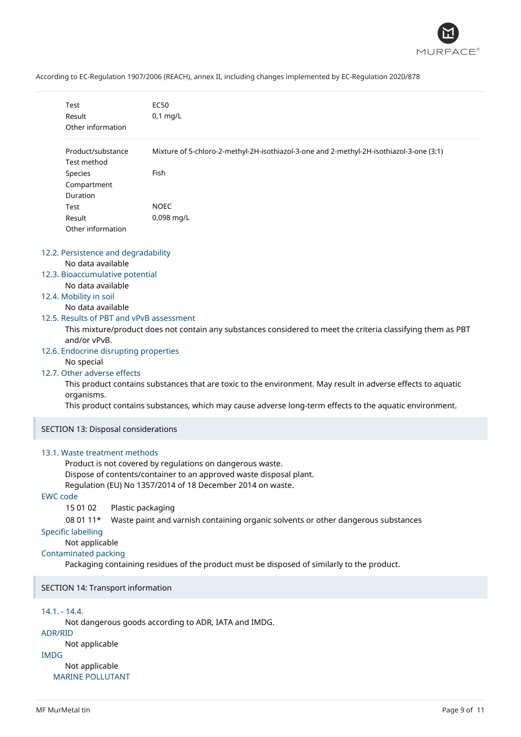| | |
|---|---|
| Test | EC50 |
| Result | 0,1 mg/L |
| Other information | |

| | |
|---|---|
| Product/substance | Mixture of 5-chloro-2-methyl-2H-isothiazol-3-one and 2-methyl-2H-isothiazol-3-one (3:1) |
| Test method | |
| Species | Fish |
| Compartment | |
| Duration | |
| Test | NOEC |
| Result | 0,098 mg/L |
| Other information | |

### 12.2. Persistence and degradability

No data available

### 12.3. Bioaccumulative potential

No data available

### 12.4. Mobility in soil

No data available

### 12.5. Results of PBT and vPvB assessment

This mixture/product does not contain any substances considered to meet the criteria classifying them as PBT and/or vPvB.

### 12.6. Endocrine disrupting properties

No special

### 12.7. Other adverse effects

This product contains substances that are toxic to the environment. May result in adverse effects to aquatic organisms.
This product contains substances, which may cause adverse long-term effects to the aquatic environment.

## SECTION 13: Disposal considerations

### 13.1. Waste treatment methods

Product is not covered by regulations on dangerous waste.
Dispose of contents/container to an approved waste disposal plant.
Regulation (EU) No 1357/2014 of 18 December 2014 on waste.

### EWC code

| | |
|---|---|
| 15 01 02 | Plastic packaging |
| 08 01 11* | Waste paint and varnish containing organic solvents or other dangerous substances |

### Specific labelling

Not applicable

### Contaminated packing

Packaging containing residues of the product must be disposed of similarly to the product.

## SECTION 14: Transport information

### 14.1. - 14.4.

Not dangerous goods according to ADR, IATA and IMDG.

### ADR/RID

Not applicable

### IMDG

Not applicable

#### MARINE POLLUTANT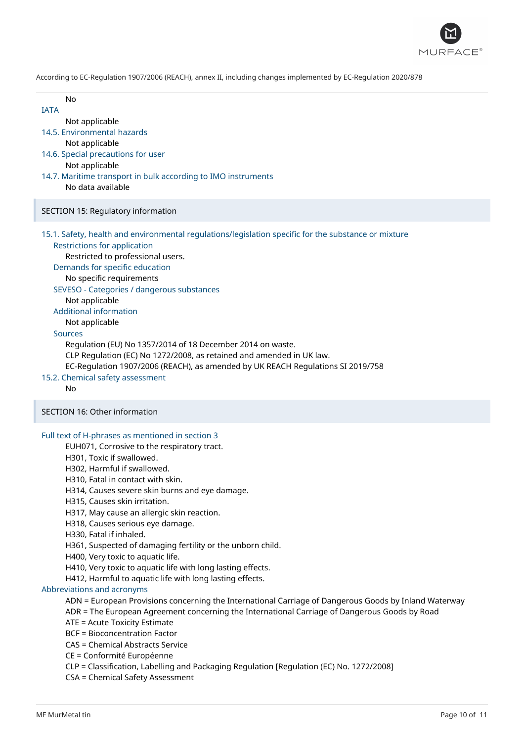No

IATA

Not applicable

### 14.5. Environmental hazards

Not applicable

### 14.6. Special precautions for user

Not applicable

### 14.7. Maritime transport in bulk according to IMO instruments

No data available

## SECTION 15: Regulatory information

### 15.1. Safety, health and environmental regulations/legislation specific for the substance or mixture

#### Restrictions for application

Restricted to professional users.

#### Demands for specific education

No specific requirements

#### SEVESO - Categories / dangerous substances

Not applicable

#### Additional information

Not applicable

#### Sources

Regulation (EU) No 1357/2014 of 18 December 2014 on waste.
CLP Regulation (EC) No 1272/2008, as retained and amended in UK law.
EC-Regulation 1907/2006 (REACH), as amended by UK REACH Regulations SI 2019/758

### 15.2. Chemical safety assessment

No

## SECTION 16: Other information

### Full text of H-phrases as mentioned in section 3

EUH071, Corrosive to the respiratory tract.
H301, Toxic if swallowed.
H302, Harmful if swallowed.
H310, Fatal in contact with skin.
H314, Causes severe skin burns and eye damage.
H315, Causes skin irritation.
H317, May cause an allergic skin reaction.
H318, Causes serious eye damage.
H330, Fatal if inhaled.
H361, Suspected of damaging fertility or the unborn child.
H400, Very toxic to aquatic life.
H410, Very toxic to aquatic life with long lasting effects.
H412, Harmful to aquatic life with long lasting effects.

### Abbreviations and acronyms

ADN = European Provisions concerning the International Carriage of Dangerous Goods by Inland Waterway
ADR = The European Agreement concerning the International Carriage of Dangerous Goods by Road
ATE = Acute Toxicity Estimate
BCF = Bioconcentration Factor
CAS = Chemical Abstracts Service
CE = Conformité Européenne
CLP = Classification, Labelling and Packaging Regulation [Regulation (EC) No. 1272/2008]
CSA = Chemical Safety Assessment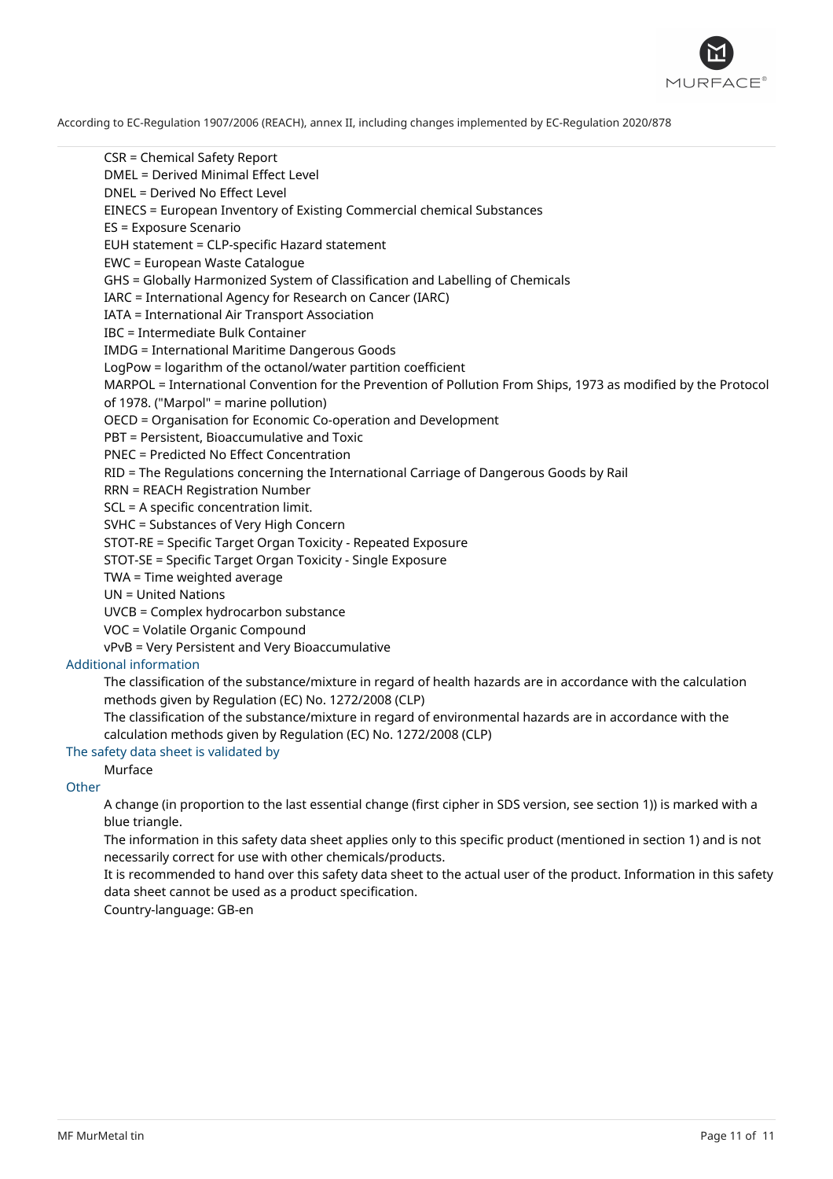CSR = Chemical Safety Report
DMEL = Derived Minimal Effect Level
DNEL = Derived No Effect Level
EINECS = European Inventory of Existing Commercial chemical Substances
ES = Exposure Scenario
EUH statement = CLP-specific Hazard statement
EWC = European Waste Catalogue
GHS = Globally Harmonized System of Classification and Labelling of Chemicals
IARC = International Agency for Research on Cancer (IARC)
IATA = International Air Transport Association
IBC = Intermediate Bulk Container
IMDG = International Maritime Dangerous Goods
LogPow = logarithm of the octanol/water partition coefficient
MARPOL = International Convention for the Prevention of Pollution From Ships, 1973 as modified by the Protocol of 1978. ("Marpol" = marine pollution)
OECD = Organisation for Economic Co-operation and Development
PBT = Persistent, Bioaccumulative and Toxic
PNEC = Predicted No Effect Concentration
RID = The Regulations concerning the International Carriage of Dangerous Goods by Rail
RRN = REACH Registration Number
SCL = A specific concentration limit.
SVHC = Substances of Very High Concern
STOT-RE = Specific Target Organ Toxicity - Repeated Exposure
STOT-SE = Specific Target Organ Toxicity - Single Exposure
TWA = Time weighted average
UN = United Nations
UVCB = Complex hydrocarbon substance
VOC = Volatile Organic Compound
vPvB = Very Persistent and Very Bioaccumulative

### Additional information

The classification of the substance/mixture in regard of health hazards are in accordance with the calculation methods given by Regulation (EC) No. 1272/2008 (CLP)
The classification of the substance/mixture in regard of environmental hazards are in accordance with the calculation methods given by Regulation (EC) No. 1272/2008 (CLP)

### The safety data sheet is validated by

Murface

### Other

A change (in proportion to the last essential change (first cipher in SDS version, see section 1)) is marked with a blue triangle.
The information in this safety data sheet applies only to this specific product (mentioned in section 1) and is not necessarily correct for use with other chemicals/products.
It is recommended to hand over this safety data sheet to the actual user of the product. Information in this safety data sheet cannot be used as a product specification.
Country-language: GB-en